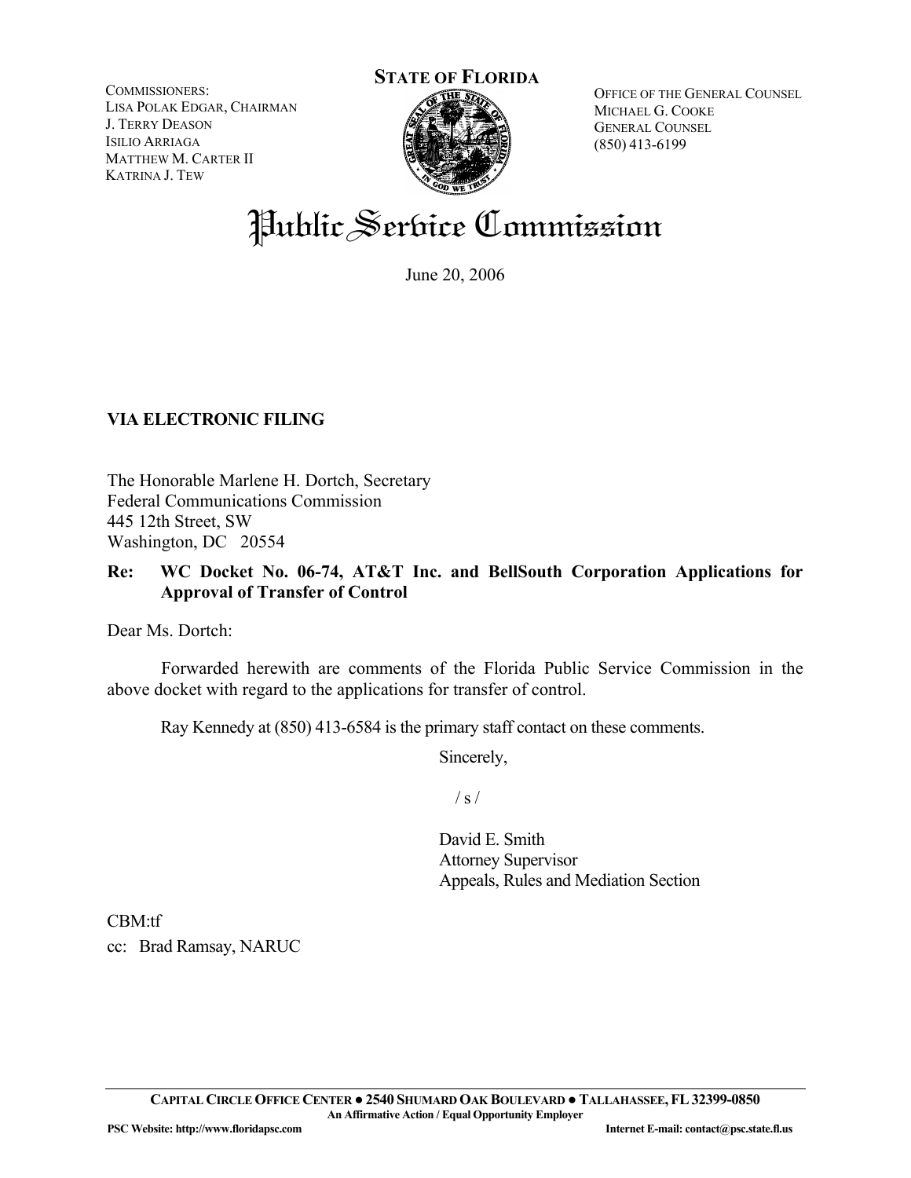COMMISSIONERS:
LISA POLAK EDGAR, CHAIRMAN
J. TERRY DEASON
ISILIO ARRIAGA
MATTHEW M. CARTER II
KATRINA J. TEW

**STATE OF FLORIDA**

OFFICE OF THE GENERAL COUNSEL
MICHAEL G. COOKE
GENERAL COUNSEL
(850) 413-6199

# Public Service Commission

June 20, 2006

**VIA ELECTRONIC FILING**

The Honorable Marlene H. Dortch, Secretary
Federal Communications Commission
445 12th Street, SW
Washington, DC 20554

**Re: WC Docket No. 06-74, AT&T Inc. and BellSouth Corporation Applications for Approval of Transfer of Control**

Dear Ms. Dortch:

Forwarded herewith are comments of the Florida Public Service Commission in the above docket with regard to the applications for transfer of control.

Ray Kennedy at (850) 413-6584 is the primary staff contact on these comments.

Sincerely,

/ s /

David E. Smith
Attorney Supervisor
Appeals, Rules and Mediation Section

CBM:tf

cc: Brad Ramsay, NARUC

**CAPITAL CIRCLE OFFICE CENTER ● 2540 SHUMARD OAK BOULEVARD ● TALLAHASSEE, FL 32399-0850**
**An Affirmative Action / Equal Opportunity Employer**
**PSC Website: http://www.floridapsc.com** **Internet E-mail: contact@psc.state.fl.us**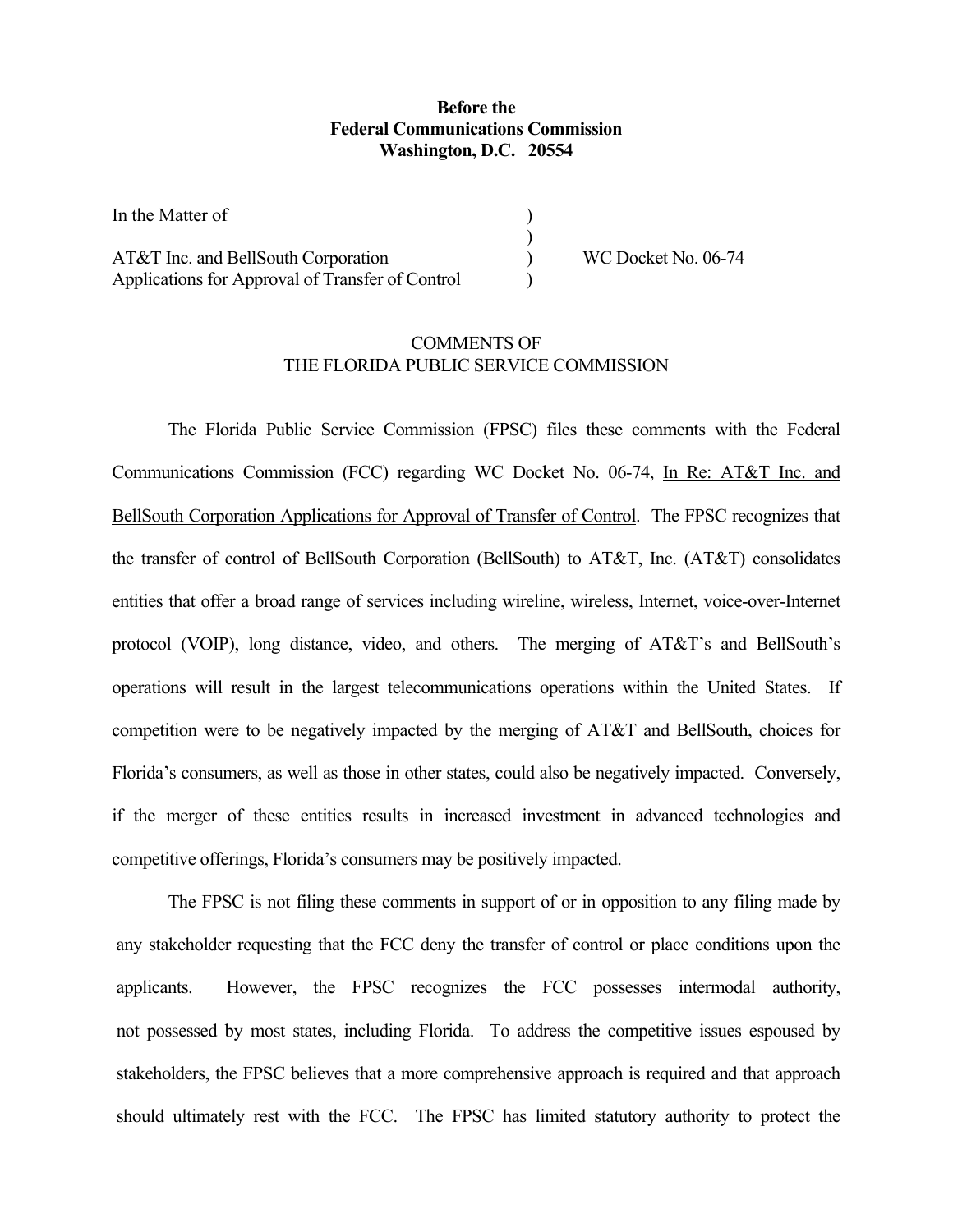**Before the**
**Federal Communications Commission**
**Washington, D.C. 20554**

| | | |
|---|---|---|
| In the Matter of | ) | |
| | ) | |
| AT&T Inc. and BellSouth Corporation | ) | WC Docket No. 06-74 |
| Applications for Approval of Transfer of Control | ) | |

COMMENTS OF
THE FLORIDA PUBLIC SERVICE COMMISSION

The Florida Public Service Commission (FPSC) files these comments with the Federal Communications Commission (FCC) regarding WC Docket No. 06-74, In Re: AT&T Inc. and BellSouth Corporation Applications for Approval of Transfer of Control. The FPSC recognizes that the transfer of control of BellSouth Corporation (BellSouth) to AT&T, Inc. (AT&T) consolidates entities that offer a broad range of services including wireline, wireless, Internet, voice-over-Internet protocol (VOIP), long distance, video, and others. The merging of AT&T's and BellSouth's operations will result in the largest telecommunications operations within the United States. If competition were to be negatively impacted by the merging of AT&T and BellSouth, choices for Florida's consumers, as well as those in other states, could also be negatively impacted. Conversely, if the merger of these entities results in increased investment in advanced technologies and competitive offerings, Florida's consumers may be positively impacted.

The FPSC is not filing these comments in support of or in opposition to any filing made by any stakeholder requesting that the FCC deny the transfer of control or place conditions upon the applicants. However, the FPSC recognizes the FCC possesses intermodal authority, not possessed by most states, including Florida. To address the competitive issues espoused by stakeholders, the FPSC believes that a more comprehensive approach is required and that approach should ultimately rest with the FCC. The FPSC has limited statutory authority to protect the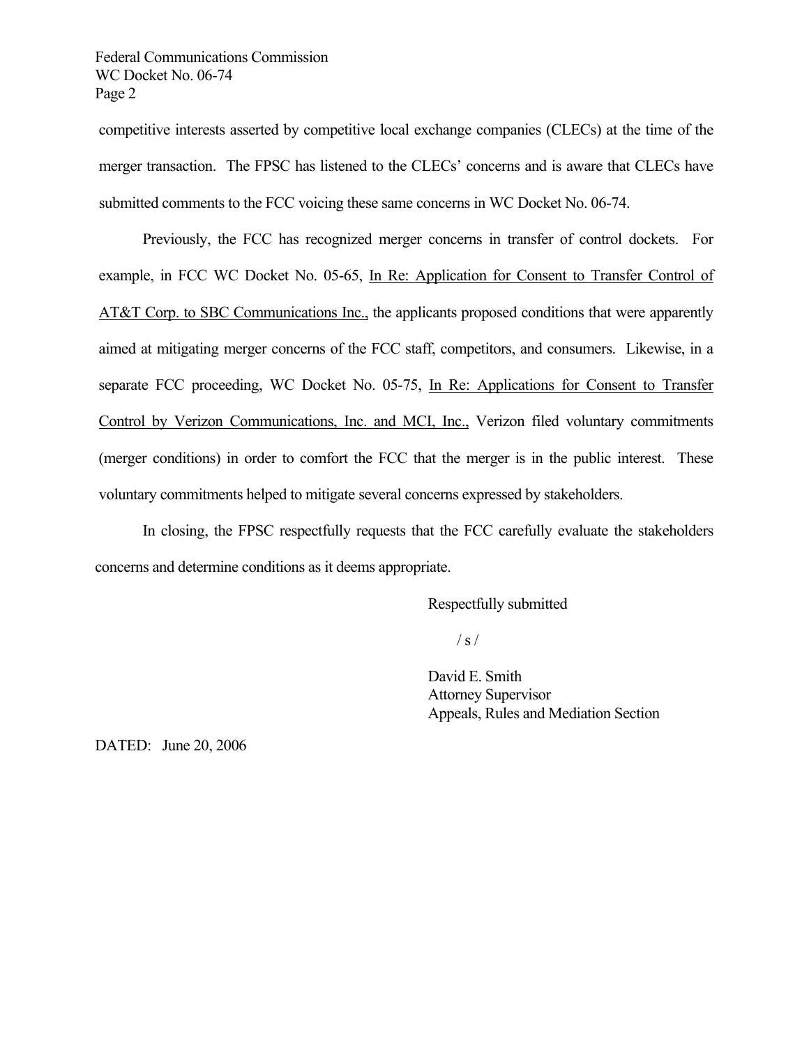competitive interests asserted by competitive local exchange companies (CLECs) at the time of the merger transaction. The FPSC has listened to the CLECs' concerns and is aware that CLECs have submitted comments to the FCC voicing these same concerns in WC Docket No. 06-74.

Previously, the FCC has recognized merger concerns in transfer of control dockets. For example, in FCC WC Docket No. 05-65, In Re: Application for Consent to Transfer Control of AT&T Corp. to SBC Communications Inc., the applicants proposed conditions that were apparently aimed at mitigating merger concerns of the FCC staff, competitors, and consumers. Likewise, in a separate FCC proceeding, WC Docket No. 05-75, In Re: Applications for Consent to Transfer Control by Verizon Communications, Inc. and MCI, Inc., Verizon filed voluntary commitments (merger conditions) in order to comfort the FCC that the merger is in the public interest. These voluntary commitments helped to mitigate several concerns expressed by stakeholders.

In closing, the FPSC respectfully requests that the FCC carefully evaluate the stakeholders concerns and determine conditions as it deems appropriate.

Respectfully submitted

/ s /

David E. Smith
Attorney Supervisor
Appeals, Rules and Mediation Section

DATED: June 20, 2006